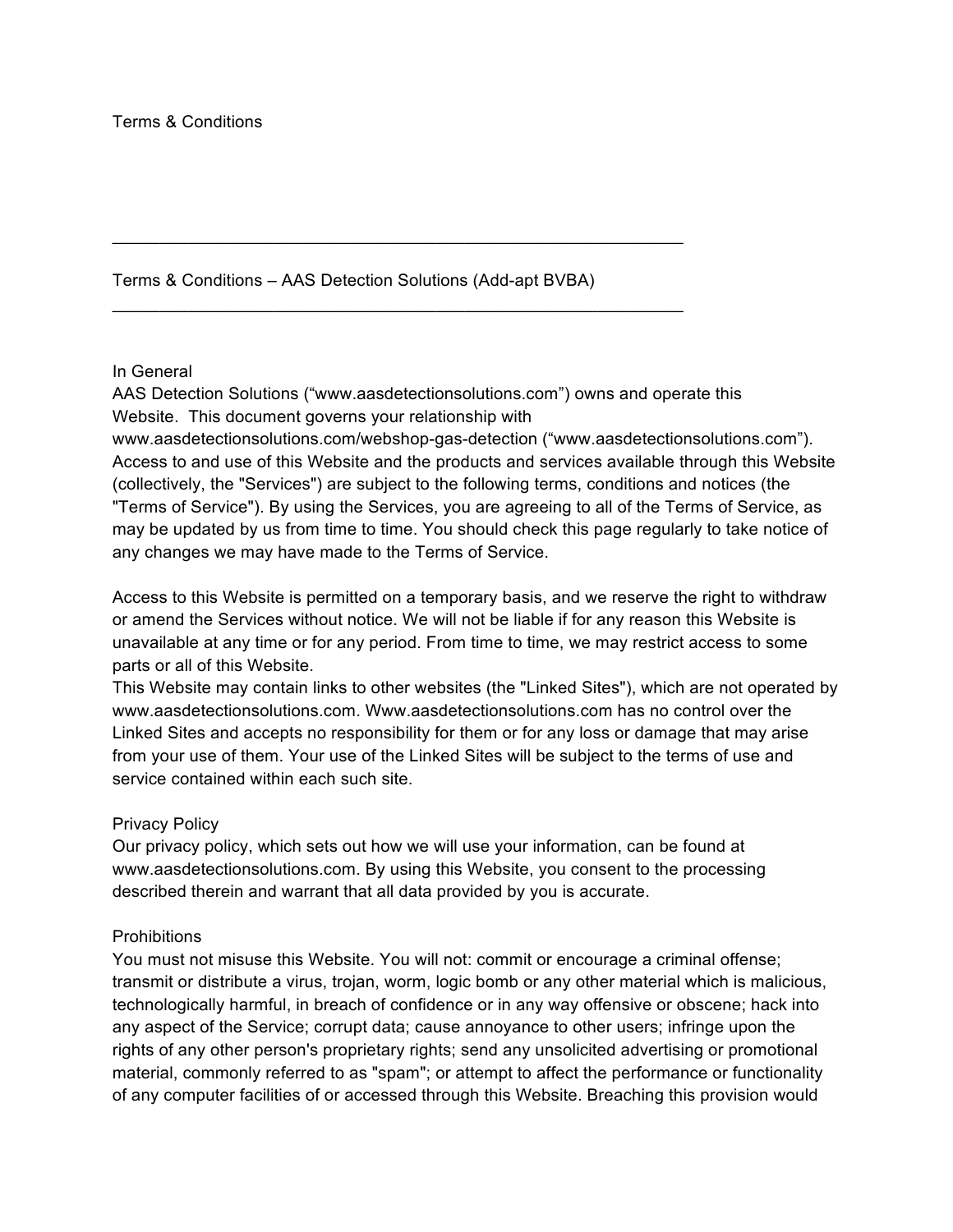# Terms & Conditions

---

## Terms & Conditions – AAS Detection Solutions (Add-apt BVBA)

---

### In General

AAS Detection Solutions ("www.aasdetectionsolutions.com") owns and operate this Website. This document governs your relationship with www.aasdetectionsolutions.com/webshop-gas-detection ("www.aasdetectionsolutions.com"). Access to and use of this Website and the products and services available through this Website (collectively, the "Services") are subject to the following terms, conditions and notices (the "Terms of Service"). By using the Services, you are agreeing to all of the Terms of Service, as may be updated by us from time to time. You should check this page regularly to take notice of any changes we may have made to the Terms of Service.

Access to this Website is permitted on a temporary basis, and we reserve the right to withdraw or amend the Services without notice. We will not be liable if for any reason this Website is unavailable at any time or for any period. From time to time, we may restrict access to some parts or all of this Website.

This Website may contain links to other websites (the "Linked Sites"), which are not operated by www.aasdetectionsolutions.com. Www.aasdetectionsolutions.com has no control over the Linked Sites and accepts no responsibility for them or for any loss or damage that may arise from your use of them. Your use of the Linked Sites will be subject to the terms of use and service contained within each such site.

### Privacy Policy

Our privacy policy, which sets out how we will use your information, can be found at www.aasdetectionsolutions.com. By using this Website, you consent to the processing described therein and warrant that all data provided by you is accurate.

### Prohibitions

You must not misuse this Website. You will not: commit or encourage a criminal offense; transmit or distribute a virus, trojan, worm, logic bomb or any other material which is malicious, technologically harmful, in breach of confidence or in any way offensive or obscene; hack into any aspect of the Service; corrupt data; cause annoyance to other users; infringe upon the rights of any other person's proprietary rights; send any unsolicited advertising or promotional material, commonly referred to as "spam"; or attempt to affect the performance or functionality of any computer facilities of or accessed through this Website. Breaching this provision would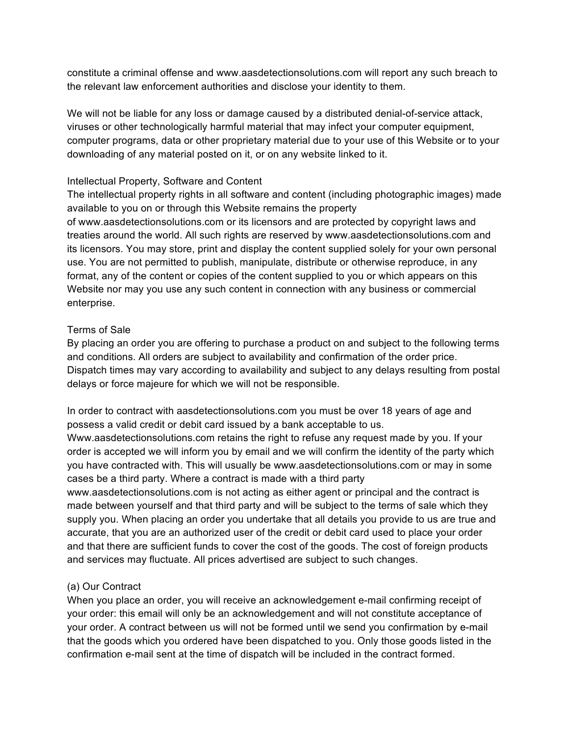constitute a criminal offense and www.aasdetectionsolutions.com will report any such breach to the relevant law enforcement authorities and disclose your identity to them.

We will not be liable for any loss or damage caused by a distributed denial-of-service attack, viruses or other technologically harmful material that may infect your computer equipment, computer programs, data or other proprietary material due to your use of this Website or to your downloading of any material posted on it, or on any website linked to it.

## Intellectual Property, Software and Content

The intellectual property rights in all software and content (including photographic images) made available to you on or through this Website remains the property of www.aasdetectionsolutions.com or its licensors and are protected by copyright laws and treaties around the world. All such rights are reserved by www.aasdetectionsolutions.com and its licensors. You may store, print and display the content supplied solely for your own personal use. You are not permitted to publish, manipulate, distribute or otherwise reproduce, in any format, any of the content or copies of the content supplied to you or which appears on this Website nor may you use any such content in connection with any business or commercial enterprise.

## Terms of Sale

By placing an order you are offering to purchase a product on and subject to the following terms and conditions. All orders are subject to availability and confirmation of the order price. Dispatch times may vary according to availability and subject to any delays resulting from postal delays or force majeure for which we will not be responsible.

In order to contract with aasdetectionsolutions.com you must be over 18 years of age and possess a valid credit or debit card issued by a bank acceptable to us. Www.aasdetectionsolutions.com retains the right to refuse any request made by you. If your order is accepted we will inform you by email and we will confirm the identity of the party which you have contracted with. This will usually be www.aasdetectionsolutions.com or may in some cases be a third party. Where a contract is made with a third party www.aasdetectionsolutions.com is not acting as either agent or principal and the contract is made between yourself and that third party and will be subject to the terms of sale which they supply you. When placing an order you undertake that all details you provide to us are true and accurate, that you are an authorized user of the credit or debit card used to place your order and that there are sufficient funds to cover the cost of the goods. The cost of foreign products and services may fluctuate. All prices advertised are subject to such changes.

### (a) Our Contract

When you place an order, you will receive an acknowledgement e-mail confirming receipt of your order: this email will only be an acknowledgement and will not constitute acceptance of your order. A contract between us will not be formed until we send you confirmation by e-mail that the goods which you ordered have been dispatched to you. Only those goods listed in the confirmation e-mail sent at the time of dispatch will be included in the contract formed.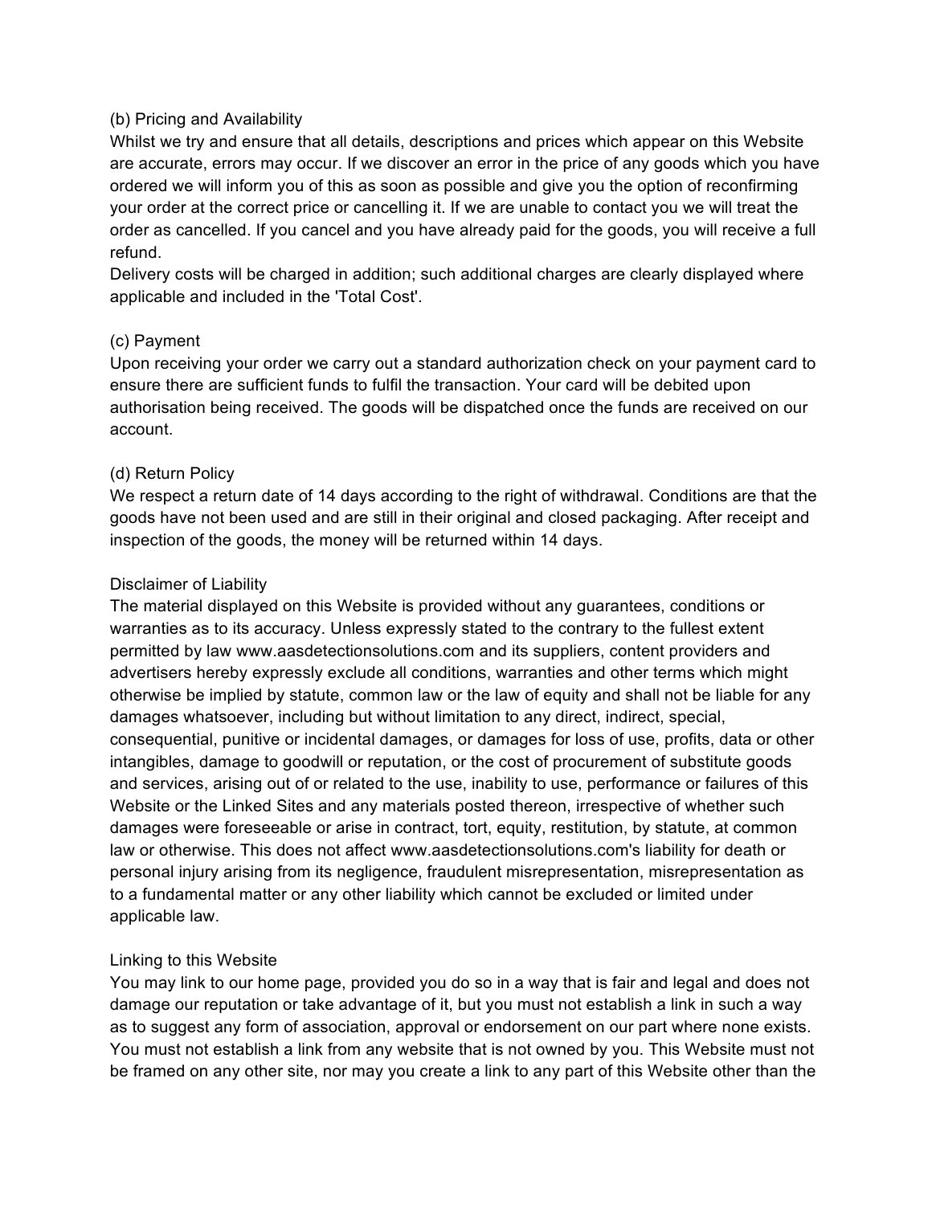(b) Pricing and Availability

Whilst we try and ensure that all details, descriptions and prices which appear on this Website are accurate, errors may occur. If we discover an error in the price of any goods which you have ordered we will inform you of this as soon as possible and give you the option of reconfirming your order at the correct price or cancelling it. If we are unable to contact you we will treat the order as cancelled. If you cancel and you have already paid for the goods, you will receive a full refund.

Delivery costs will be charged in addition; such additional charges are clearly displayed where applicable and included in the 'Total Cost'.

(c) Payment

Upon receiving your order we carry out a standard authorization check on your payment card to ensure there are sufficient funds to fulfil the transaction. Your card will be debited upon authorisation being received. The goods will be dispatched once the funds are received on our account.

(d) Return Policy

We respect a return date of 14 days according to the right of withdrawal. Conditions are that the goods have not been used and are still in their original and closed packaging. After receipt and inspection of the goods, the money will be returned within 14 days.

Disclaimer of Liability

The material displayed on this Website is provided without any guarantees, conditions or warranties as to its accuracy. Unless expressly stated to the contrary to the fullest extent permitted by law www.aasdetectionsolutions.com and its suppliers, content providers and advertisers hereby expressly exclude all conditions, warranties and other terms which might otherwise be implied by statute, common law or the law of equity and shall not be liable for any damages whatsoever, including but without limitation to any direct, indirect, special, consequential, punitive or incidental damages, or damages for loss of use, profits, data or other intangibles, damage to goodwill or reputation, or the cost of procurement of substitute goods and services, arising out of or related to the use, inability to use, performance or failures of this Website or the Linked Sites and any materials posted thereon, irrespective of whether such damages were foreseeable or arise in contract, tort, equity, restitution, by statute, at common law or otherwise. This does not affect www.aasdetectionsolutions.com's liability for death or personal injury arising from its negligence, fraudulent misrepresentation, misrepresentation as to a fundamental matter or any other liability which cannot be excluded or limited under applicable law.

Linking to this Website

You may link to our home page, provided you do so in a way that is fair and legal and does not damage our reputation or take advantage of it, but you must not establish a link in such a way as to suggest any form of association, approval or endorsement on our part where none exists. You must not establish a link from any website that is not owned by you. This Website must not be framed on any other site, nor may you create a link to any part of this Website other than the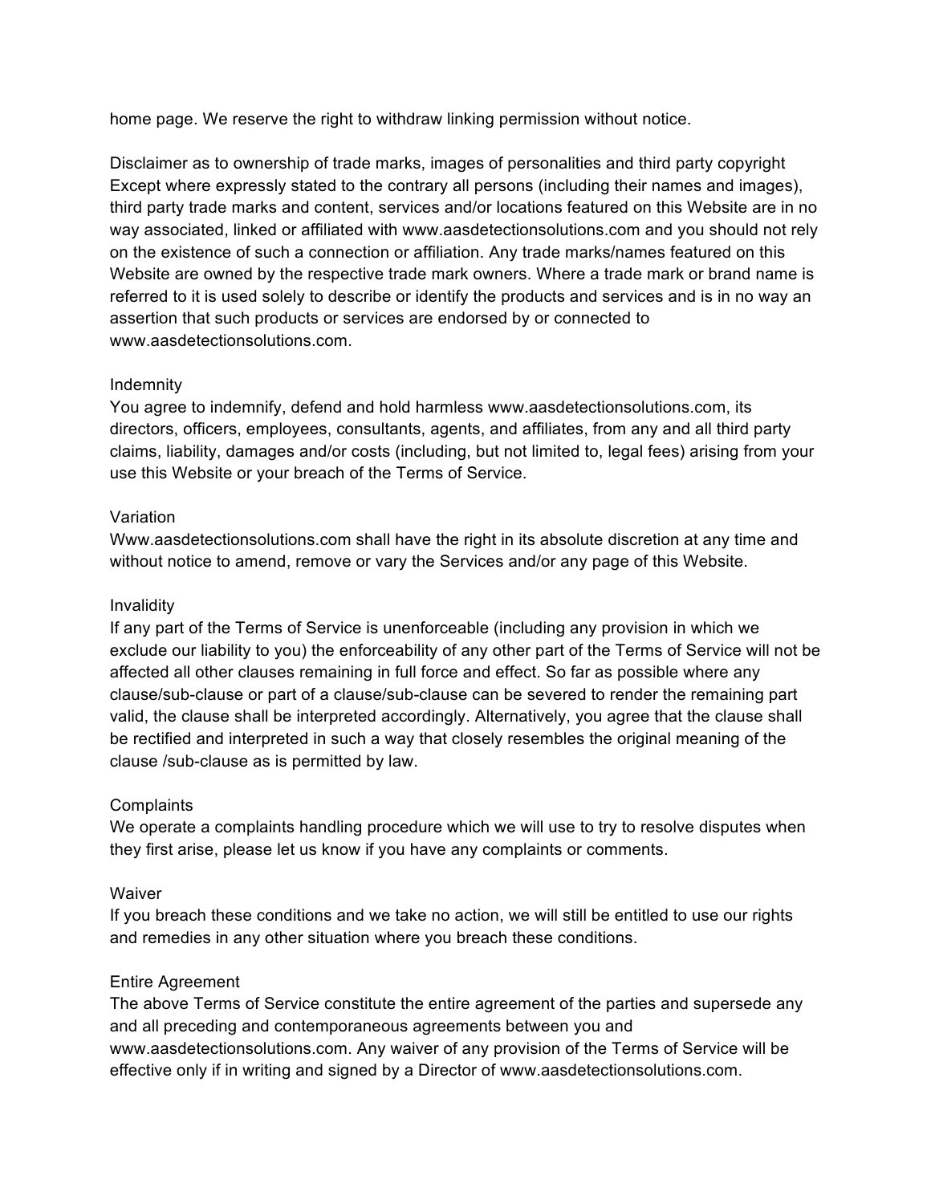home page. We reserve the right to withdraw linking permission without notice.

Disclaimer as to ownership of trade marks, images of personalities and third party copyright
Except where expressly stated to the contrary all persons (including their names and images), third party trade marks and content, services and/or locations featured on this Website are in no way associated, linked or affiliated with www.aasdetectionsolutions.com and you should not rely on the existence of such a connection or affiliation. Any trade marks/names featured on this Website are owned by the respective trade mark owners. Where a trade mark or brand name is referred to it is used solely to describe or identify the products and services and is in no way an assertion that such products or services are endorsed by or connected to www.aasdetectionsolutions.com.

Indemnity
You agree to indemnify, defend and hold harmless www.aasdetectionsolutions.com, its directors, officers, employees, consultants, agents, and affiliates, from any and all third party claims, liability, damages and/or costs (including, but not limited to, legal fees) arising from your use this Website or your breach of the Terms of Service.

Variation
Www.aasdetectionsolutions.com shall have the right in its absolute discretion at any time and without notice to amend, remove or vary the Services and/or any page of this Website.

Invalidity
If any part of the Terms of Service is unenforceable (including any provision in which we exclude our liability to you) the enforceability of any other part of the Terms of Service will not be affected all other clauses remaining in full force and effect. So far as possible where any clause/sub-clause or part of a clause/sub-clause can be severed to render the remaining part valid, the clause shall be interpreted accordingly. Alternatively, you agree that the clause shall be rectified and interpreted in such a way that closely resembles the original meaning of the clause /sub-clause as is permitted by law.

Complaints
We operate a complaints handling procedure which we will use to try to resolve disputes when they first arise, please let us know if you have any complaints or comments.

Waiver
If you breach these conditions and we take no action, we will still be entitled to use our rights and remedies in any other situation where you breach these conditions.

Entire Agreement
The above Terms of Service constitute the entire agreement of the parties and supersede any and all preceding and contemporaneous agreements between you and www.aasdetectionsolutions.com. Any waiver of any provision of the Terms of Service will be effective only if in writing and signed by a Director of www.aasdetectionsolutions.com.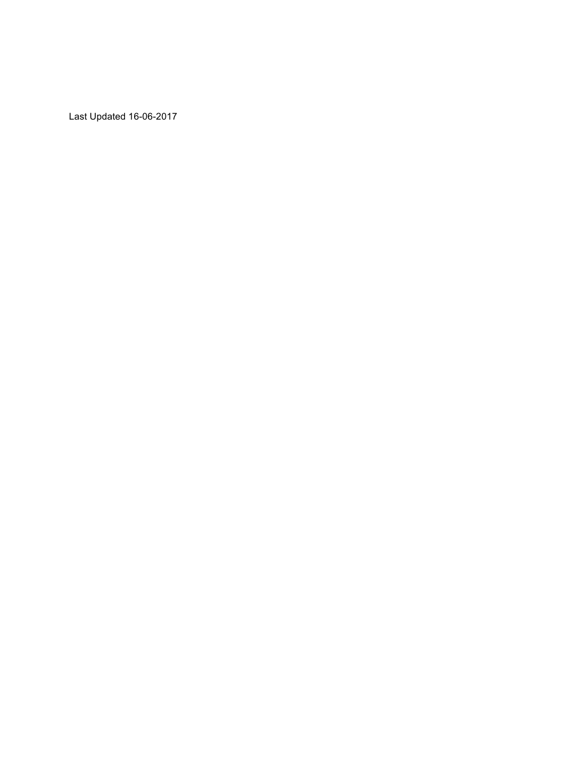Last Updated 16-06-2017